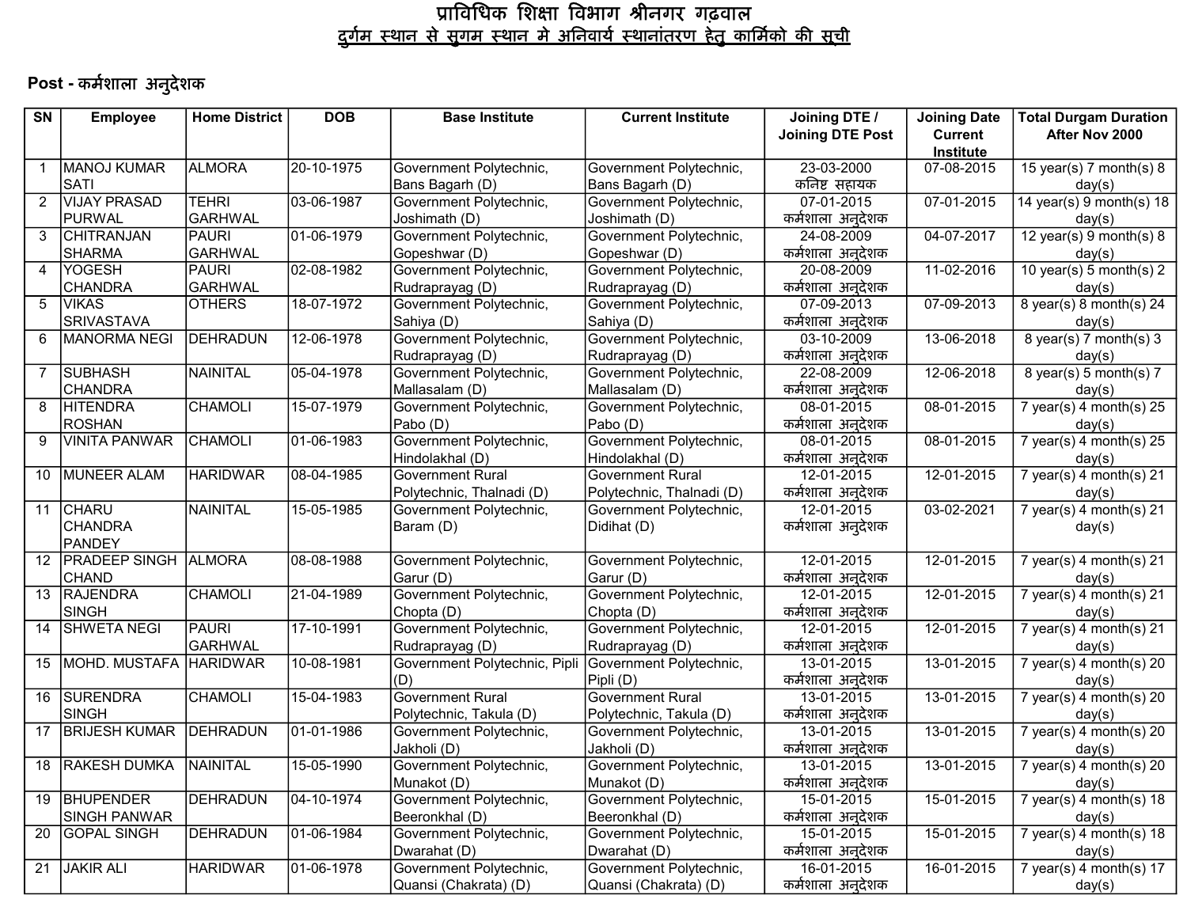# प्राविधिक शिक्षा विभाग श्रीनगर गढ़वाल

## दुर्गम स्थान से सुगम स्थान मे अनिवार्य स्थानांतरण हेतु कार्मिको की सूची

**Post - कर्मशाला अनुदेशक**

| SN | Employee | Home District | DOB | Base Institute | Current Institute | Joining DTE / Joining DTE Post | Joining Date Current Institute | Total Durgam Duration After Nov 2000 |
|---|---|---|---|---|---|---|---|---|
| 1 | MANOJ KUMAR SATI | ALMORA | 20-10-1975 | Government Polytechnic, Bans Bagarh (D) | Government Polytechnic, Bans Bagarh (D) | 23-03-2000 कनिष्ट सहायक | 07-08-2015 | 15 year(s) 7 month(s) 8 day(s) |
| 2 | VIJAY PRASAD PURWAL | TEHRI GARHWAL | 03-06-1987 | Government Polytechnic, Joshimath (D) | Government Polytechnic, Joshimath (D) | 07-01-2015 कर्मशाला अनुदेशक | 07-01-2015 | 14 year(s) 9 month(s) 18 day(s) |
| 3 | CHITRANJAN SHARMA | PAURI GARHWAL | 01-06-1979 | Government Polytechnic, Gopeshwar (D) | Government Polytechnic, Gopeshwar (D) | 24-08-2009 कर्मशाला अनुदेशक | 04-07-2017 | 12 year(s) 9 month(s) 8 day(s) |
| 4 | YOGESH CHANDRA | PAURI GARHWAL | 02-08-1982 | Government Polytechnic, Rudraprayag (D) | Government Polytechnic, Rudraprayag (D) | 20-08-2009 कर्मशाला अनुदेशक | 11-02-2016 | 10 year(s) 5 month(s) 2 day(s) |
| 5 | VIKAS SRIVASTAVA | OTHERS | 18-07-1972 | Government Polytechnic, Sahiya (D) | Government Polytechnic, Sahiya (D) | 07-09-2013 कर्मशाला अनुदेशक | 07-09-2013 | 8 year(s) 8 month(s) 24 day(s) |
| 6 | MANORMA NEGI | DEHRADUN | 12-06-1978 | Government Polytechnic, Rudraprayag (D) | Government Polytechnic, Rudraprayag (D) | 03-10-2009 कर्मशाला अनुदेशक | 13-06-2018 | 8 year(s) 7 month(s) 3 day(s) |
| 7 | SUBHASH CHANDRA | NAINITAL | 05-04-1978 | Government Polytechnic, Mallasalam (D) | Government Polytechnic, Mallasalam (D) | 22-08-2009 कर्मशाला अनुदेशक | 12-06-2018 | 8 year(s) 5 month(s) 7 day(s) |
| 8 | HITENDRA ROSHAN | CHAMOLI | 15-07-1979 | Government Polytechnic, Pabo (D) | Government Polytechnic, Pabo (D) | 08-01-2015 कर्मशाला अनुदेशक | 08-01-2015 | 7 year(s) 4 month(s) 25 day(s) |
| 9 | VINITA PANWAR | CHAMOLI | 01-06-1983 | Government Polytechnic, Hindolakhal (D) | Government Polytechnic, Hindolakhal (D) | 08-01-2015 कर्मशाला अनुदेशक | 08-01-2015 | 7 year(s) 4 month(s) 25 day(s) |
| 10 | MUNEER ALAM | HARIDWAR | 08-04-1985 | Government Rural Polytechnic, Thalnadi (D) | Government Rural Polytechnic, Thalnadi (D) | 12-01-2015 कर्मशाला अनुदेशक | 12-01-2015 | 7 year(s) 4 month(s) 21 day(s) |
| 11 | CHARU CHANDRA PANDEY | NAINITAL | 15-05-1985 | Government Polytechnic, Baram (D) | Government Polytechnic, Didihat (D) | 12-01-2015 कर्मशाला अनुदेशक | 03-02-2021 | 7 year(s) 4 month(s) 21 day(s) |
| 12 | PRADEEP SINGH CHAND | ALMORA | 08-08-1988 | Government Polytechnic, Garur (D) | Government Polytechnic, Garur (D) | 12-01-2015 कर्मशाला अनुदेशक | 12-01-2015 | 7 year(s) 4 month(s) 21 day(s) |
| 13 | RAJENDRA SINGH | CHAMOLI | 21-04-1989 | Government Polytechnic, Chopta (D) | Government Polytechnic, Chopta (D) | 12-01-2015 कर्मशाला अनुदेशक | 12-01-2015 | 7 year(s) 4 month(s) 21 day(s) |
| 14 | SHWETA NEGI | PAURI GARHWAL | 17-10-1991 | Government Polytechnic, Rudraprayag (D) | Government Polytechnic, Rudraprayag (D) | 12-01-2015 कर्मशाला अनुदेशक | 12-01-2015 | 7 year(s) 4 month(s) 21 day(s) |
| 15 | MOHD. MUSTAFA | HARIDWAR | 10-08-1981 | Government Polytechnic, Pipli (D) | Government Polytechnic, Pipli (D) | 13-01-2015 कर्मशाला अनुदेशक | 13-01-2015 | 7 year(s) 4 month(s) 20 day(s) |
| 16 | SURENDRA SINGH | CHAMOLI | 15-04-1983 | Government Rural Polytechnic, Takula (D) | Government Rural Polytechnic, Takula (D) | 13-01-2015 कर्मशाला अनुदेशक | 13-01-2015 | 7 year(s) 4 month(s) 20 day(s) |
| 17 | BRIJESH KUMAR | DEHRADUN | 01-01-1986 | Government Polytechnic, Jakholi (D) | Government Polytechnic, Jakholi (D) | 13-01-2015 कर्मशाला अनुदेशक | 13-01-2015 | 7 year(s) 4 month(s) 20 day(s) |
| 18 | RAKESH DUMKA | NAINITAL | 15-05-1990 | Government Polytechnic, Munakot (D) | Government Polytechnic, Munakot (D) | 13-01-2015 कर्मशाला अनुदेशक | 13-01-2015 | 7 year(s) 4 month(s) 20 day(s) |
| 19 | BHUPENDER SINGH PANWAR | DEHRADUN | 04-10-1974 | Government Polytechnic, Beeronkhal (D) | Government Polytechnic, Beeronkhal (D) | 15-01-2015 कर्मशाला अनुदेशक | 15-01-2015 | 7 year(s) 4 month(s) 18 day(s) |
| 20 | GOPAL SINGH | DEHRADUN | 01-06-1984 | Government Polytechnic, Dwarahat (D) | Government Polytechnic, Dwarahat (D) | 15-01-2015 कर्मशाला अनुदेशक | 15-01-2015 | 7 year(s) 4 month(s) 18 day(s) |
| 21 | JAKIR ALI | HARIDWAR | 01-06-1978 | Government Polytechnic, Quansi (Chakrata) (D) | Government Polytechnic, Quansi (Chakrata) (D) | 16-01-2015 कर्मशाला अनुदेशक | 16-01-2015 | 7 year(s) 4 month(s) 17 day(s) |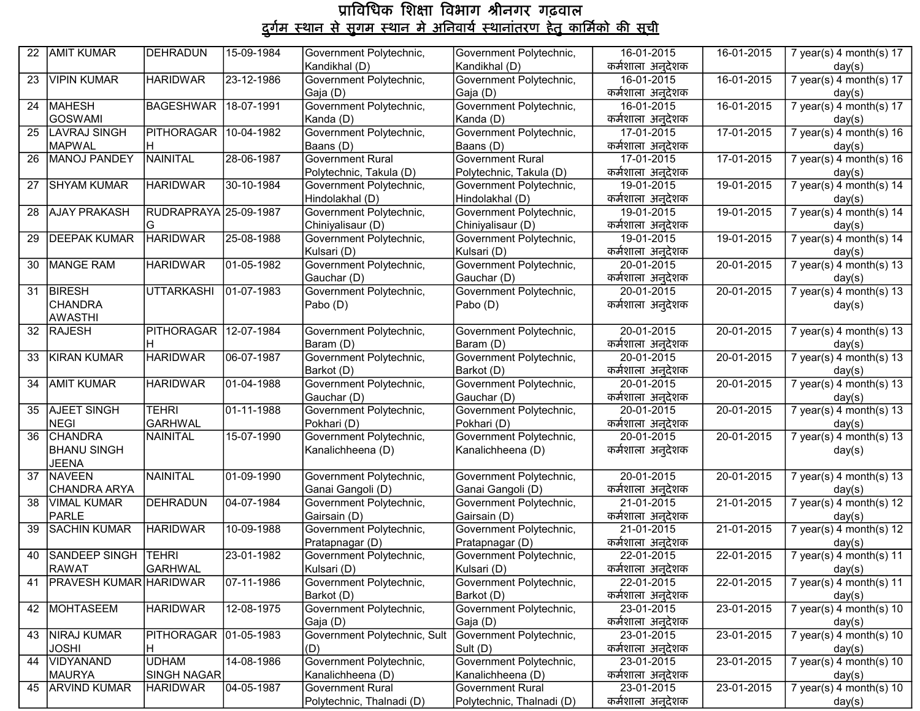# प्राविधिक शिक्षा विभाग श्रीनगर गढ़वाल

## दुर्गम स्थान से सुगम स्थान मे अनिवार्य स्थानांतरण हेतु कार्मिको की सूची

| | | | | | | | | |
|---|---|---|---|---|---|---|---|---|
| 22 | AMIT KUMAR | DEHRADUN | 15-09-1984 | Government Polytechnic, Kandikhal (D) | Government Polytechnic, Kandikhal (D) | 16-01-2015 कर्मशाला अनुदेशक | 16-01-2015 | 7 year(s) 4 month(s) 17 day(s) |
| 23 | VIPIN KUMAR | HARIDWAR | 23-12-1986 | Government Polytechnic, Gaja (D) | Government Polytechnic, Gaja (D) | 16-01-2015 कर्मशाला अनुदेशक | 16-01-2015 | 7 year(s) 4 month(s) 17 day(s) |
| 24 | MAHESH GOSWAMI | BAGESHWAR | 18-07-1991 | Government Polytechnic, Kanda (D) | Government Polytechnic, Kanda (D) | 16-01-2015 कर्मशाला अनुदेशक | 16-01-2015 | 7 year(s) 4 month(s) 17 day(s) |
| 25 | LAVRAJ SINGH MAPWAL | PITHORAGARH | 10-04-1982 | Government Polytechnic, Baans (D) | Government Polytechnic, Baans (D) | 17-01-2015 कर्मशाला अनुदेशक | 17-01-2015 | 7 year(s) 4 month(s) 16 day(s) |
| 26 | MANOJ PANDEY | NAINITAL | 28-06-1987 | Government Rural Polytechnic, Takula (D) | Government Rural Polytechnic, Takula (D) | 17-01-2015 कर्मशाला अनुदेशक | 17-01-2015 | 7 year(s) 4 month(s) 16 day(s) |
| 27 | SHYAM KUMAR | HARIDWAR | 30-10-1984 | Government Polytechnic, Hindolakhal (D) | Government Polytechnic, Hindolakhal (D) | 19-01-2015 कर्मशाला अनुदेशक | 19-01-2015 | 7 year(s) 4 month(s) 14 day(s) |
| 28 | AJAY PRAKASH | RUDRAPRAYAG | 25-09-1987 | Government Polytechnic, Chiniyalisaur (D) | Government Polytechnic, Chiniyalisaur (D) | 19-01-2015 कर्मशाला अनुदेशक | 19-01-2015 | 7 year(s) 4 month(s) 14 day(s) |
| 29 | DEEPAK KUMAR | HARIDWAR | 25-08-1988 | Government Polytechnic, Kulsari (D) | Government Polytechnic, Kulsari (D) | 19-01-2015 कर्मशाला अनुदेशक | 19-01-2015 | 7 year(s) 4 month(s) 14 day(s) |
| 30 | MANGE RAM | HARIDWAR | 01-05-1982 | Government Polytechnic, Gauchar (D) | Government Polytechnic, Gauchar (D) | 20-01-2015 कर्मशाला अनुदेशक | 20-01-2015 | 7 year(s) 4 month(s) 13 day(s) |
| 31 | BIRESH CHANDRA AWASTHI | UTTARKASHI | 01-07-1983 | Government Polytechnic, Pabo (D) | Government Polytechnic, Pabo (D) | 20-01-2015 कर्मशाला अनुदेशक | 20-01-2015 | 7 year(s) 4 month(s) 13 day(s) |
| 32 | RAJESH | PITHORAGARH | 12-07-1984 | Government Polytechnic, Baram (D) | Government Polytechnic, Baram (D) | 20-01-2015 कर्मशाला अनुदेशक | 20-01-2015 | 7 year(s) 4 month(s) 13 day(s) |
| 33 | KIRAN KUMAR | HARIDWAR | 06-07-1987 | Government Polytechnic, Barkot (D) | Government Polytechnic, Barkot (D) | 20-01-2015 कर्मशाला अनुदेशक | 20-01-2015 | 7 year(s) 4 month(s) 13 day(s) |
| 34 | AMIT KUMAR | HARIDWAR | 01-04-1988 | Government Polytechnic, Gauchar (D) | Government Polytechnic, Gauchar (D) | 20-01-2015 कर्मशाला अनुदेशक | 20-01-2015 | 7 year(s) 4 month(s) 13 day(s) |
| 35 | AJEET SINGH NEGI | TEHRI GARHWAL | 01-11-1988 | Government Polytechnic, Pokhari (D) | Government Polytechnic, Pokhari (D) | 20-01-2015 कर्मशाला अनुदेशक | 20-01-2015 | 7 year(s) 4 month(s) 13 day(s) |
| 36 | CHANDRA BHANU SINGH JEENA | NAINITAL | 15-07-1990 | Government Polytechnic, Kanalichheena (D) | Government Polytechnic, Kanalichheena (D) | 20-01-2015 कर्मशाला अनुदेशक | 20-01-2015 | 7 year(s) 4 month(s) 13 day(s) |
| 37 | NAVEEN CHANDRA ARYA | NAINITAL | 01-09-1990 | Government Polytechnic, Ganai Gangoli (D) | Government Polytechnic, Ganai Gangoli (D) | 20-01-2015 कर्मशाला अनुदेशक | 20-01-2015 | 7 year(s) 4 month(s) 13 day(s) |
| 38 | VIMAL KUMAR PARLE | DEHRADUN | 04-07-1984 | Government Polytechnic, Gairsain (D) | Government Polytechnic, Gairsain (D) | 21-01-2015 कर्मशाला अनुदेशक | 21-01-2015 | 7 year(s) 4 month(s) 12 day(s) |
| 39 | SACHIN KUMAR | HARIDWAR | 10-09-1988 | Government Polytechnic, Pratapnagar (D) | Government Polytechnic, Pratapnagar (D) | 21-01-2015 कर्मशाला अनुदेशक | 21-01-2015 | 7 year(s) 4 month(s) 12 day(s) |
| 40 | SANDEEP SINGH RAWAT | TEHRI GARHWAL | 23-01-1982 | Government Polytechnic, Kulsari (D) | Government Polytechnic, Kulsari (D) | 22-01-2015 कर्मशाला अनुदेशक | 22-01-2015 | 7 year(s) 4 month(s) 11 day(s) |
| 41 | PRAVESH KUMAR | HARIDWAR | 07-11-1986 | Government Polytechnic, Barkot (D) | Government Polytechnic, Barkot (D) | 22-01-2015 कर्मशाला अनुदेशक | 22-01-2015 | 7 year(s) 4 month(s) 11 day(s) |
| 42 | MOHTASEEM | HARIDWAR | 12-08-1975 | Government Polytechnic, Gaja (D) | Government Polytechnic, Gaja (D) | 23-01-2015 कर्मशाला अनुदेशक | 23-01-2015 | 7 year(s) 4 month(s) 10 day(s) |
| 43 | NIRAJ KUMAR JOSHI | PITHORAGARH | 01-05-1983 | Government Polytechnic, Sult (D) | Government Polytechnic, Sult (D) | 23-01-2015 कर्मशाला अनुदेशक | 23-01-2015 | 7 year(s) 4 month(s) 10 day(s) |
| 44 | VIDYANAND MAURYA | UDHAM SINGH NAGAR | 14-08-1986 | Government Polytechnic, Kanalichheena (D) | Government Polytechnic, Kanalichheena (D) | 23-01-2015 कर्मशाला अनुदेशक | 23-01-2015 | 7 year(s) 4 month(s) 10 day(s) |
| 45 | ARVIND KUMAR | HARIDWAR | 04-05-1987 | Government Rural Polytechnic, Thalnadi (D) | Government Rural Polytechnic, Thalnadi (D) | 23-01-2015 कर्मशाला अनुदेशक | 23-01-2015 | 7 year(s) 4 month(s) 10 day(s) |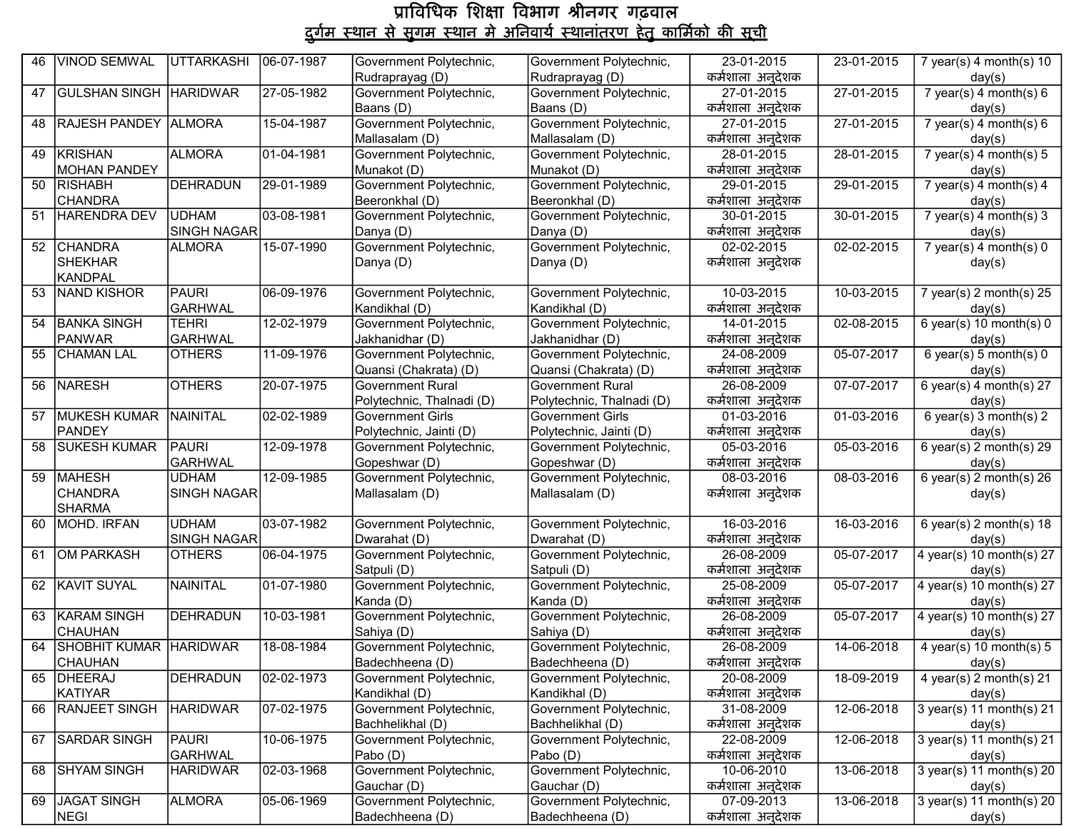# प्राविधिक शिक्षा विभाग श्रीनगर गढ़वाल

## दुर्गम स्थान से सुगम स्थान मे अनिवार्य स्थानांतरण हेतु कार्मिको की सूची

| | | | | | | | | |
|---|---|---|---|---|---|---|---|---|
| 46 | VINOD SEMWAL | UTTARKASHI | 06-07-1987 | Government Polytechnic, Rudraprayag (D) | Government Polytechnic, Rudraprayag (D) | 23-01-2015 कर्मशाला अनुदेशक | 23-01-2015 | 7 year(s) 4 month(s) 10 day(s) |
| 47 | GULSHAN SINGH | HARIDWAR | 27-05-1982 | Government Polytechnic, Baans (D) | Government Polytechnic, Baans (D) | 27-01-2015 कर्मशाला अनुदेशक | 27-01-2015 | 7 year(s) 4 month(s) 6 day(s) |
| 48 | RAJESH PANDEY | ALMORA | 15-04-1987 | Government Polytechnic, Mallasalam (D) | Government Polytechnic, Mallasalam (D) | 27-01-2015 कर्मशाला अनुदेशक | 27-01-2015 | 7 year(s) 4 month(s) 6 day(s) |
| 49 | KRISHAN MOHAN PANDEY | ALMORA | 01-04-1981 | Government Polytechnic, Munakot (D) | Government Polytechnic, Munakot (D) | 28-01-2015 कर्मशाला अनुदेशक | 28-01-2015 | 7 year(s) 4 month(s) 5 day(s) |
| 50 | RISHABH CHANDRA | DEHRADUN | 29-01-1989 | Government Polytechnic, Beeronkhal (D) | Government Polytechnic, Beeronkhal (D) | 29-01-2015 कर्मशाला अनुदेशक | 29-01-2015 | 7 year(s) 4 month(s) 4 day(s) |
| 51 | HARENDRA DEV | UDHAM SINGH NAGAR | 03-08-1981 | Government Polytechnic, Danya (D) | Government Polytechnic, Danya (D) | 30-01-2015 कर्मशाला अनुदेशक | 30-01-2015 | 7 year(s) 4 month(s) 3 day(s) |
| 52 | CHANDRA SHEKHAR KANDPAL | ALMORA | 15-07-1990 | Government Polytechnic, Danya (D) | Government Polytechnic, Danya (D) | 02-02-2015 कर्मशाला अनुदेशक | 02-02-2015 | 7 year(s) 4 month(s) 0 day(s) |
| 53 | NAND KISHOR | PAURI GARHWAL | 06-09-1976 | Government Polytechnic, Kandikhal (D) | Government Polytechnic, Kandikhal (D) | 10-03-2015 कर्मशाला अनुदेशक | 10-03-2015 | 7 year(s) 2 month(s) 25 day(s) |
| 54 | BANKA SINGH PANWAR | TEHRI GARHWAL | 12-02-1979 | Government Polytechnic, Jakhanidhar (D) | Government Polytechnic, Jakhanidhar (D) | 14-01-2015 कर्मशाला अनुदेशक | 02-08-2015 | 6 year(s) 10 month(s) 0 day(s) |
| 55 | CHAMAN LAL | OTHERS | 11-09-1976 | Government Polytechnic, Quansi (Chakrata) (D) | Government Polytechnic, Quansi (Chakrata) (D) | 24-08-2009 कर्मशाला अनुदेशक | 05-07-2017 | 6 year(s) 5 month(s) 0 day(s) |
| 56 | NARESH | OTHERS | 20-07-1975 | Government Rural Polytechnic, Thalnadi (D) | Government Rural Polytechnic, Thalnadi (D) | 26-08-2009 कर्मशाला अनुदेशक | 07-07-2017 | 6 year(s) 4 month(s) 27 day(s) |
| 57 | MUKESH KUMAR PANDEY | NAINITAL | 02-02-1989 | Government Girls Polytechnic, Jainti (D) | Government Girls Polytechnic, Jainti (D) | 01-03-2016 कर्मशाला अनुदेशक | 01-03-2016 | 6 year(s) 3 month(s) 2 day(s) |
| 58 | SUKESH KUMAR | PAURI GARHWAL | 12-09-1978 | Government Polytechnic, Gopeshwar (D) | Government Polytechnic, Gopeshwar (D) | 05-03-2016 कर्मशाला अनुदेशक | 05-03-2016 | 6 year(s) 2 month(s) 29 day(s) |
| 59 | MAHESH CHANDRA SHARMA | UDHAM SINGH NAGAR | 12-09-1985 | Government Polytechnic, Mallasalam (D) | Government Polytechnic, Mallasalam (D) | 08-03-2016 कर्मशाला अनुदेशक | 08-03-2016 | 6 year(s) 2 month(s) 26 day(s) |
| 60 | MOHD. IRFAN | UDHAM SINGH NAGAR | 03-07-1982 | Government Polytechnic, Dwarahat (D) | Government Polytechnic, Dwarahat (D) | 16-03-2016 कर्मशाला अनुदेशक | 16-03-2016 | 6 year(s) 2 month(s) 18 day(s) |
| 61 | OM PARKASH | OTHERS | 06-04-1975 | Government Polytechnic, Satpuli (D) | Government Polytechnic, Satpuli (D) | 26-08-2009 कर्मशाला अनुदेशक | 05-07-2017 | 4 year(s) 10 month(s) 27 day(s) |
| 62 | KAVIT SUYAL | NAINITAL | 01-07-1980 | Government Polytechnic, Kanda (D) | Government Polytechnic, Kanda (D) | 25-08-2009 कर्मशाला अनुदेशक | 05-07-2017 | 4 year(s) 10 month(s) 27 day(s) |
| 63 | KARAM SINGH CHAUHAN | DEHRADUN | 10-03-1981 | Government Polytechnic, Sahiya (D) | Government Polytechnic, Sahiya (D) | 26-08-2009 कर्मशाला अनुदेशक | 05-07-2017 | 4 year(s) 10 month(s) 27 day(s) |
| 64 | SHOBHIT KUMAR CHAUHAN | HARIDWAR | 18-08-1984 | Government Polytechnic, Badechheena (D) | Government Polytechnic, Badechheena (D) | 26-08-2009 कर्मशाला अनुदेशक | 14-06-2018 | 4 year(s) 10 month(s) 5 day(s) |
| 65 | DHEERAJ KATIYAR | DEHRADUN | 02-02-1973 | Government Polytechnic, Kandikhal (D) | Government Polytechnic, Kandikhal (D) | 20-08-2009 कर्मशाला अनुदेशक | 18-09-2019 | 4 year(s) 2 month(s) 21 day(s) |
| 66 | RANJEET SINGH | HARIDWAR | 07-02-1975 | Government Polytechnic, Bachhelikhal (D) | Government Polytechnic, Bachhelikhal (D) | 31-08-2009 कर्मशाला अनुदेशक | 12-06-2018 | 3 year(s) 11 month(s) 21 day(s) |
| 67 | SARDAR SINGH | PAURI GARHWAL | 10-06-1975 | Government Polytechnic, Pabo (D) | Government Polytechnic, Pabo (D) | 22-08-2009 कर्मशाला अनुदेशक | 12-06-2018 | 3 year(s) 11 month(s) 21 day(s) |
| 68 | SHYAM SINGH | HARIDWAR | 02-03-1968 | Government Polytechnic, Gauchar (D) | Government Polytechnic, Gauchar (D) | 10-06-2010 कर्मशाला अनुदेशक | 13-06-2018 | 3 year(s) 11 month(s) 20 day(s) |
| 69 | JAGAT SINGH NEGI | ALMORA | 05-06-1969 | Government Polytechnic, Badechheena (D) | Government Polytechnic, Badechheena (D) | 07-09-2013 कर्मशाला अनुदेशक | 13-06-2018 | 3 year(s) 11 month(s) 20 day(s) |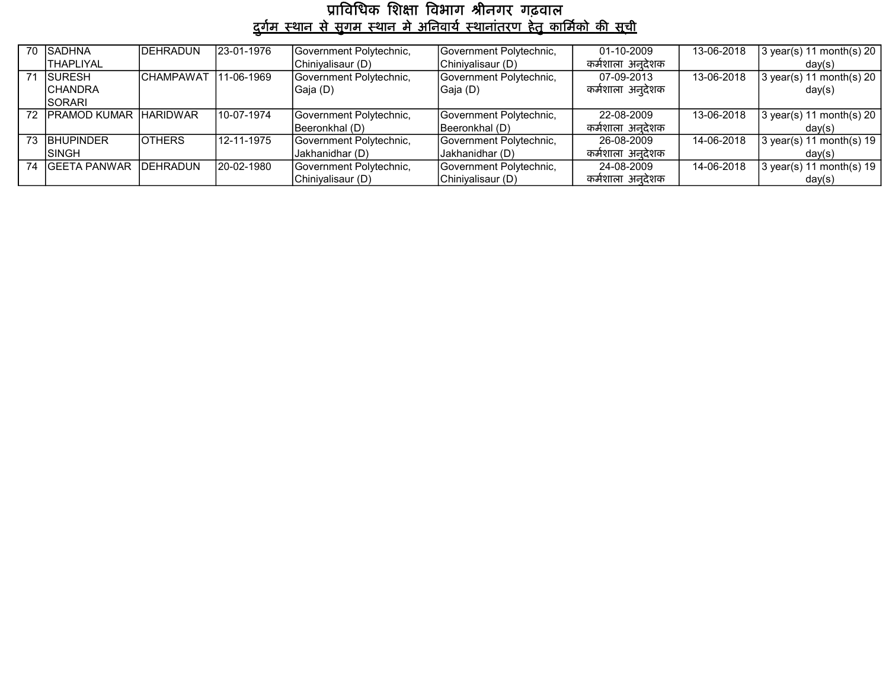# प्राविधिक शिक्षा विभाग श्रीनगर गढ़वाल

## दुर्गम स्थान से सुगम स्थान मे अनिवार्य स्थानांतरण हेतु कार्मिको की सूची

| | | | | | | | | |
|---|---|---|---|---|---|---|---|---|
| 70 | SADHNA THAPLIYAL | DEHRADUN | 23-01-1976 | Government Polytechnic, Chiniyalisaur (D) | Government Polytechnic, Chiniyalisaur (D) | 01-10-2009 कर्मशाला अनुदेशक | 13-06-2018 | 3 year(s) 11 month(s) 20 day(s) |
| 71 | SURESH CHANDRA SORARI | CHAMPAWAT | 11-06-1969 | Government Polytechnic, Gaja (D) | Government Polytechnic, Gaja (D) | 07-09-2013 कर्मशाला अनुदेशक | 13-06-2018 | 3 year(s) 11 month(s) 20 day(s) |
| 72 | PRAMOD KUMAR | HARIDWAR | 10-07-1974 | Government Polytechnic, Beeronkhal (D) | Government Polytechnic, Beeronkhal (D) | 22-08-2009 कर्मशाला अनुदेशक | 13-06-2018 | 3 year(s) 11 month(s) 20 day(s) |
| 73 | BHUPINDER SINGH | OTHERS | 12-11-1975 | Government Polytechnic, Jakhanidhar (D) | Government Polytechnic, Jakhanidhar (D) | 26-08-2009 कर्मशाला अनुदेशक | 14-06-2018 | 3 year(s) 11 month(s) 19 day(s) |
| 74 | GEETA PANWAR | DEHRADUN | 20-02-1980 | Government Polytechnic, Chiniyalisaur (D) | Government Polytechnic, Chiniyalisaur (D) | 24-08-2009 कर्मशाला अनुदेशक | 14-06-2018 | 3 year(s) 11 month(s) 19 day(s) |